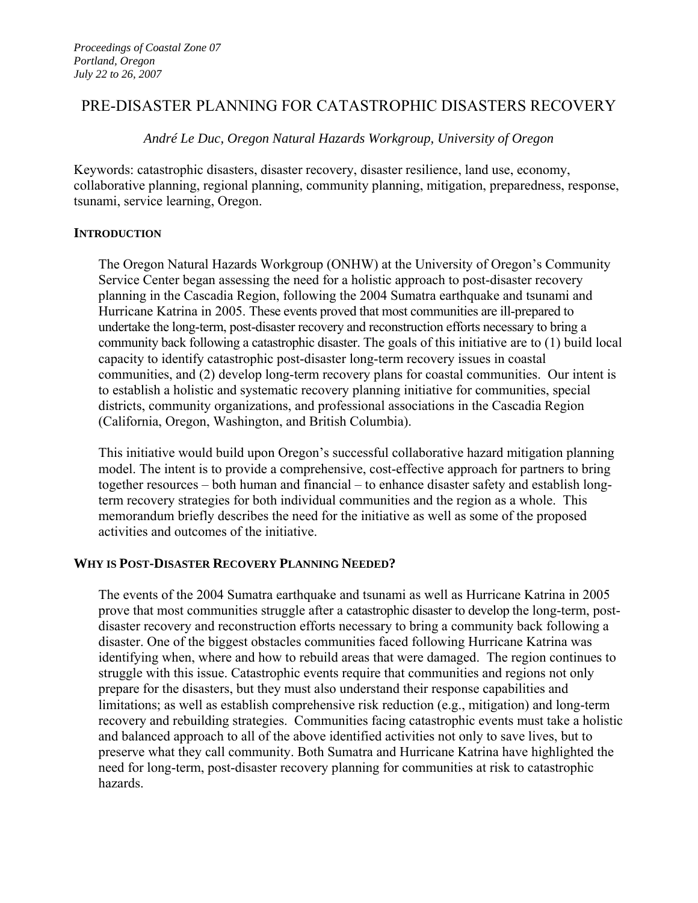*Proceedings of Coastal Zone 07*
*Portland, Oregon*
*July 22 to 26, 2007*

# PRE-DISASTER PLANNING FOR CATASTROPHIC DISASTERS RECOVERY

*André Le Duc, Oregon Natural Hazards Workgroup, University of Oregon*

Keywords: catastrophic disasters, disaster recovery, disaster resilience, land use, economy, collaborative planning, regional planning, community planning, mitigation, preparedness, response, tsunami, service learning, Oregon.

## INTRODUCTION

The Oregon Natural Hazards Workgroup (ONHW) at the University of Oregon's Community Service Center began assessing the need for a holistic approach to post-disaster recovery planning in the Cascadia Region, following the 2004 Sumatra earthquake and tsunami and Hurricane Katrina in 2005. These events proved that most communities are ill-prepared to undertake the long-term, post-disaster recovery and reconstruction efforts necessary to bring a community back following a catastrophic disaster. The goals of this initiative are to (1) build local capacity to identify catastrophic post-disaster long-term recovery issues in coastal communities, and (2) develop long-term recovery plans for coastal communities. Our intent is to establish a holistic and systematic recovery planning initiative for communities, special districts, community organizations, and professional associations in the Cascadia Region (California, Oregon, Washington, and British Columbia).

This initiative would build upon Oregon's successful collaborative hazard mitigation planning model. The intent is to provide a comprehensive, cost-effective approach for partners to bring together resources – both human and financial – to enhance disaster safety and establish long-term recovery strategies for both individual communities and the region as a whole. This memorandum briefly describes the need for the initiative as well as some of the proposed activities and outcomes of the initiative.

## WHY IS POST-DISASTER RECOVERY PLANNING NEEDED?

The events of the 2004 Sumatra earthquake and tsunami as well as Hurricane Katrina in 2005 prove that most communities struggle after a catastrophic disaster to develop the long-term, post-disaster recovery and reconstruction efforts necessary to bring a community back following a disaster. One of the biggest obstacles communities faced following Hurricane Katrina was identifying when, where and how to rebuild areas that were damaged. The region continues to struggle with this issue. Catastrophic events require that communities and regions not only prepare for the disasters, but they must also understand their response capabilities and limitations; as well as establish comprehensive risk reduction (e.g., mitigation) and long-term recovery and rebuilding strategies. Communities facing catastrophic events must take a holistic and balanced approach to all of the above identified activities not only to save lives, but to preserve what they call community. Both Sumatra and Hurricane Katrina have highlighted the need for long-term, post-disaster recovery planning for communities at risk to catastrophic hazards.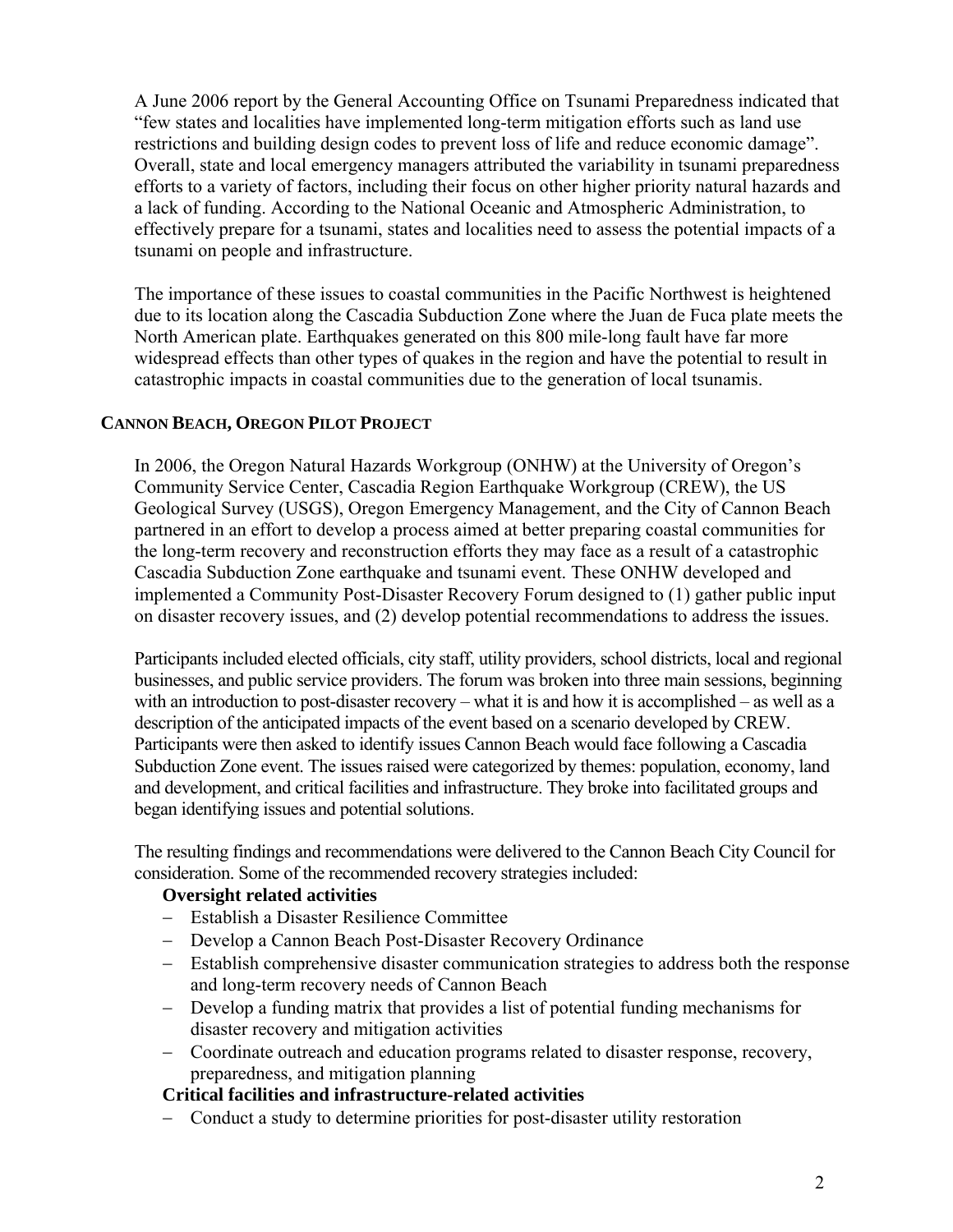A June 2006 report by the General Accounting Office on Tsunami Preparedness indicated that "few states and localities have implemented long-term mitigation efforts such as land use restrictions and building design codes to prevent loss of life and reduce economic damage". Overall, state and local emergency managers attributed the variability in tsunami preparedness efforts to a variety of factors, including their focus on other higher priority natural hazards and a lack of funding. According to the National Oceanic and Atmospheric Administration, to effectively prepare for a tsunami, states and localities need to assess the potential impacts of a tsunami on people and infrastructure.

The importance of these issues to coastal communities in the Pacific Northwest is heightened due to its location along the Cascadia Subduction Zone where the Juan de Fuca plate meets the North American plate. Earthquakes generated on this 800 mile-long fault have far more widespread effects than other types of quakes in the region and have the potential to result in catastrophic impacts in coastal communities due to the generation of local tsunamis.

## CANNON BEACH, OREGON PILOT PROJECT

In 2006, the Oregon Natural Hazards Workgroup (ONHW) at the University of Oregon's Community Service Center, Cascadia Region Earthquake Workgroup (CREW), the US Geological Survey (USGS), Oregon Emergency Management, and the City of Cannon Beach partnered in an effort to develop a process aimed at better preparing coastal communities for the long-term recovery and reconstruction efforts they may face as a result of a catastrophic Cascadia Subduction Zone earthquake and tsunami event. These ONHW developed and implemented a Community Post-Disaster Recovery Forum designed to (1) gather public input on disaster recovery issues, and (2) develop potential recommendations to address the issues.

Participants included elected officials, city staff, utility providers, school districts, local and regional businesses, and public service providers. The forum was broken into three main sessions, beginning with an introduction to post-disaster recovery – what it is and how it is accomplished – as well as a description of the anticipated impacts of the event based on a scenario developed by CREW. Participants were then asked to identify issues Cannon Beach would face following a Cascadia Subduction Zone event. The issues raised were categorized by themes: population, economy, land and development, and critical facilities and infrastructure. They broke into facilitated groups and began identifying issues and potential solutions.

The resulting findings and recommendations were delivered to the Cannon Beach City Council for consideration. Some of the recommended recovery strategies included:

**Oversight related activities**

- Establish a Disaster Resilience Committee
- Develop a Cannon Beach Post-Disaster Recovery Ordinance
- Establish comprehensive disaster communication strategies to address both the response and long-term recovery needs of Cannon Beach
- Develop a funding matrix that provides a list of potential funding mechanisms for disaster recovery and mitigation activities
- Coordinate outreach and education programs related to disaster response, recovery, preparedness, and mitigation planning

**Critical facilities and infrastructure-related activities**

- Conduct a study to determine priorities for post-disaster utility restoration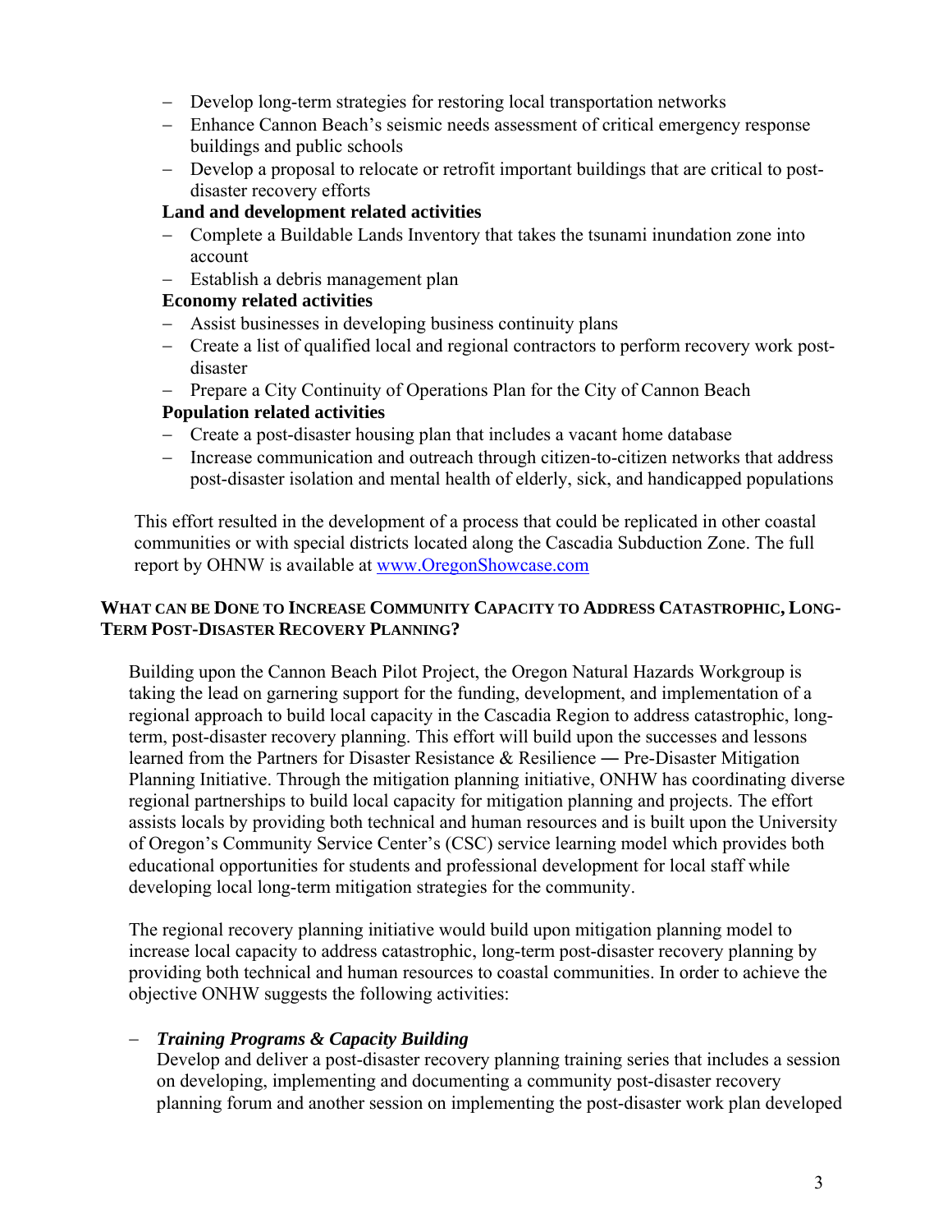- Develop long-term strategies for restoring local transportation networks
- Enhance Cannon Beach's seismic needs assessment of critical emergency response buildings and public schools
- Develop a proposal to relocate or retrofit important buildings that are critical to post-disaster recovery efforts

**Land and development related activities**

- Complete a Buildable Lands Inventory that takes the tsunami inundation zone into account
- Establish a debris management plan

**Economy related activities**

- Assist businesses in developing business continuity plans
- Create a list of qualified local and regional contractors to perform recovery work post-disaster
- Prepare a City Continuity of Operations Plan for the City of Cannon Beach

**Population related activities**

- Create a post-disaster housing plan that includes a vacant home database
- Increase communication and outreach through citizen-to-citizen networks that address post-disaster isolation and mental health of elderly, sick, and handicapped populations

This effort resulted in the development of a process that could be replicated in other coastal communities or with special districts located along the Cascadia Subduction Zone. The full report by OHNW is available at www.OregonShowcase.com

### WHAT CAN BE DONE TO INCREASE COMMUNITY CAPACITY TO ADDRESS CATASTROPHIC, LONG-TERM POST-DISASTER RECOVERY PLANNING?

Building upon the Cannon Beach Pilot Project, the Oregon Natural Hazards Workgroup is taking the lead on garnering support for the funding, development, and implementation of a regional approach to build local capacity in the Cascadia Region to address catastrophic, long-term, post-disaster recovery planning. This effort will build upon the successes and lessons learned from the Partners for Disaster Resistance & Resilience — Pre-Disaster Mitigation Planning Initiative. Through the mitigation planning initiative, ONHW has coordinating diverse regional partnerships to build local capacity for mitigation planning and projects. The effort assists locals by providing both technical and human resources and is built upon the University of Oregon's Community Service Center's (CSC) service learning model which provides both educational opportunities for students and professional development for local staff while developing local long-term mitigation strategies for the community.

The regional recovery planning initiative would build upon mitigation planning model to increase local capacity to address catastrophic, long-term post-disaster recovery planning by providing both technical and human resources to coastal communities. In order to achieve the objective ONHW suggests the following activities:

- ***Training Programs & Capacity Building***
  Develop and deliver a post-disaster recovery planning training series that includes a session on developing, implementing and documenting a community post-disaster recovery planning forum and another session on implementing the post-disaster work plan developed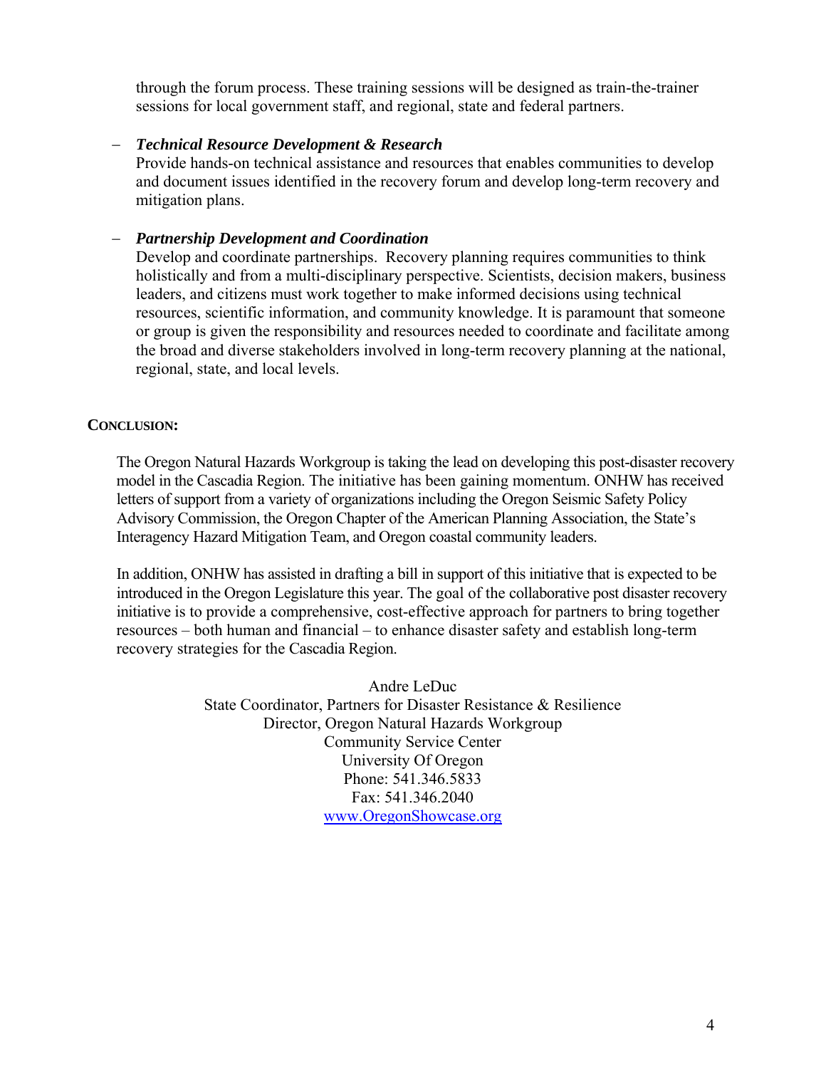through the forum process. These training sessions will be designed as train-the-trainer sessions for local government staff, and regional, state and federal partners.

- ***Technical Resource Development & Research***
  Provide hands-on technical assistance and resources that enables communities to develop and document issues identified in the recovery forum and develop long-term recovery and mitigation plans.

- ***Partnership Development and Coordination***
  Develop and coordinate partnerships. Recovery planning requires communities to think holistically and from a multi-disciplinary perspective. Scientists, decision makers, business leaders, and citizens must work together to make informed decisions using technical resources, scientific information, and community knowledge. It is paramount that someone or group is given the responsibility and resources needed to coordinate and facilitate among the broad and diverse stakeholders involved in long-term recovery planning at the national, regional, state, and local levels.

**CONCLUSION:**

The Oregon Natural Hazards Workgroup is taking the lead on developing this post-disaster recovery model in the Cascadia Region. The initiative has been gaining momentum. ONHW has received letters of support from a variety of organizations including the Oregon Seismic Safety Policy Advisory Commission, the Oregon Chapter of the American Planning Association, the State's Interagency Hazard Mitigation Team, and Oregon coastal community leaders.

In addition, ONHW has assisted in drafting a bill in support of this initiative that is expected to be introduced in the Oregon Legislature this year. The goal of the collaborative post disaster recovery initiative is to provide a comprehensive, cost-effective approach for partners to bring together resources – both human and financial – to enhance disaster safety and establish long-term recovery strategies for the Cascadia Region.

Andre LeDuc
State Coordinator, Partners for Disaster Resistance & Resilience
Director, Oregon Natural Hazards Workgroup
Community Service Center
University Of Oregon
Phone: 541.346.5833
Fax: 541.346.2040
www.OregonShowcase.org